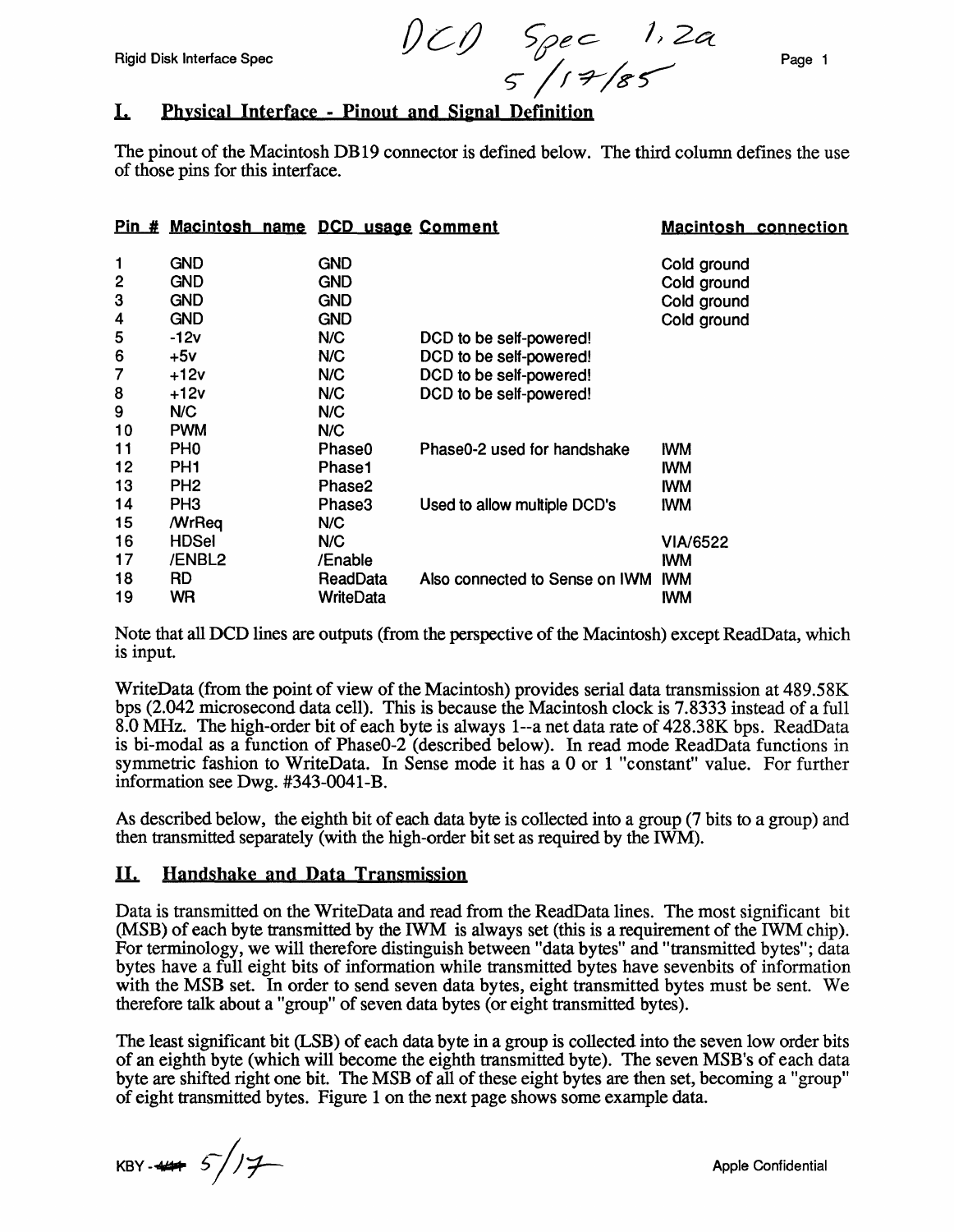DCD Spec 1.2a
5/17/85

## I. Physical Interface - Pinout and Signal Definition

The pinout of the Macintosh DB19 connector is defined below. The third column defines the use of those pins for this interface.

| Pin # | Macintosh name | DCD usage | Comment | Macintosh connection |
|---|---|---|---|---|
| 1 | GND | GND | | Cold ground |
| 2 | GND | GND | | Cold ground |
| 3 | GND | GND | | Cold ground |
| 4 | GND | GND | | Cold ground |
| 5 | -12v | N/C | DCD to be self-powered! | |
| 6 | +5v | N/C | DCD to be self-powered! | |
| 7 | +12v | N/C | DCD to be self-powered! | |
| 8 | +12v | N/C | DCD to be self-powered! | |
| 9 | N/C | N/C | | |
| 10 | PWM | N/C | | |
| 11 | PH0 | Phase0 | Phase0-2 used for handshake | IWM |
| 12 | PH1 | Phase1 | | IWM |
| 13 | PH2 | Phase2 | | IWM |
| 14 | PH3 | Phase3 | Used to allow multiple DCD's | IWM |
| 15 | /WrReq | N/C | | |
| 16 | HDSel | N/C | | VIA/6522 |
| 17 | /ENBL2 | /Enable | | IWM |
| 18 | RD | ReadData | Also connected to Sense on IWM | IWM |
| 19 | WR | WriteData | | IWM |

Note that all DCD lines are outputs (from the perspective of the Macintosh) except ReadData, which is input.

WriteData (from the point of view of the Macintosh) provides serial data transmission at 489.58K bps (2.042 microsecond data cell). This is because the Macintosh clock is 7.8333 instead of a full 8.0 MHz. The high-order bit of each byte is always 1--a net data rate of 428.38K bps. ReadData is bi-modal as a function of Phase0-2 (described below). In read mode ReadData functions in symmetric fashion to WriteData. In Sense mode it has a 0 or 1 "constant" value. For further information see Dwg. #343-0041-B.

As described below, the eighth bit of each data byte is collected into a group (7 bits to a group) and then transmitted separately (with the high-order bit set as required by the IWM).

## II. Handshake and Data Transmission

Data is transmitted on the WriteData and read from the ReadData lines. The most significant bit (MSB) of each byte transmitted by the IWM is always set (this is a requirement of the IWM chip). For terminology, we will therefore distinguish between "data bytes" and "transmitted bytes"; data bytes have a full eight bits of information while transmitted bytes have sevenbits of information with the MSB set. In order to send seven data bytes, eight transmitted bytes must be sent. We therefore talk about a "group" of seven data bytes (or eight transmitted bytes).

The least significant bit (LSB) of each data byte in a group is collected into the seven low order bits of an eighth byte (which will become the eighth transmitted byte). The seven MSB's of each data byte are shifted right one bit. The MSB of all of these eight bytes are then set, becoming a "group" of eight transmitted bytes. Figure 1 on the next page shows some example data.

KBY - 5/17

Apple Confidential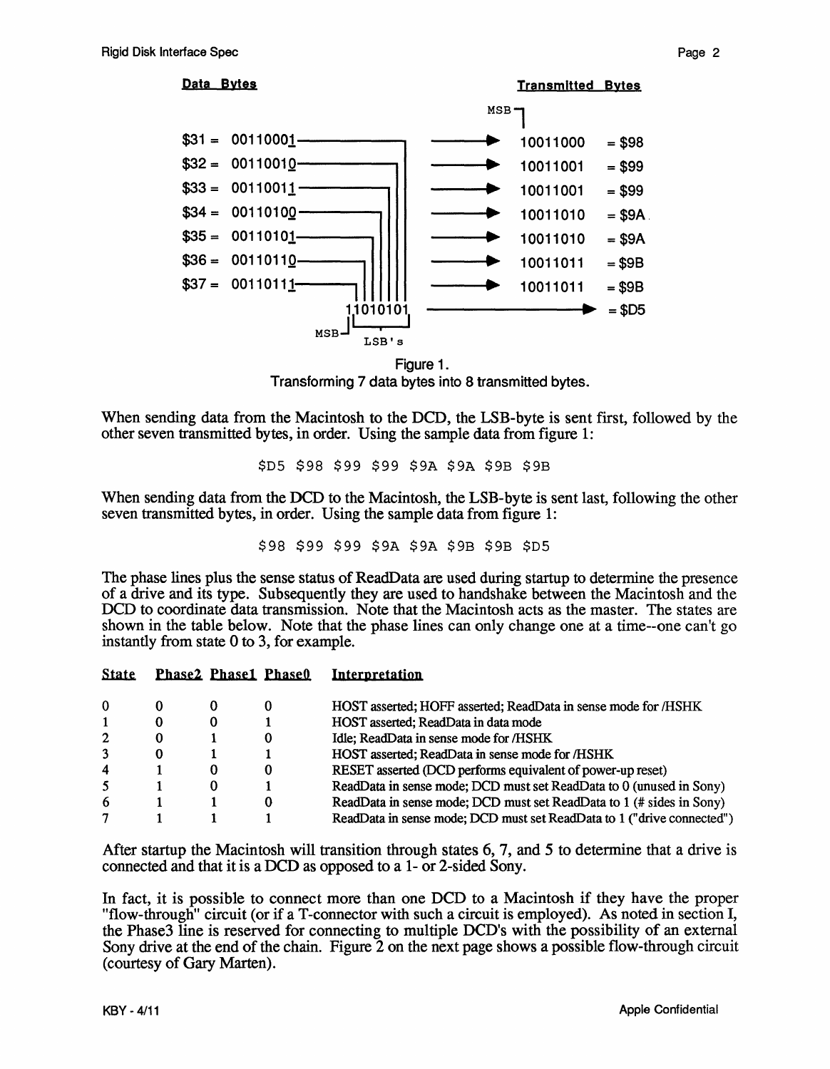**Data Bytes** | **Transmitted Bytes**

```
                                                         MSB─┐
$31 =  00110001 ──────────┐          ──────►  10011000   = $98
$32 =  00110010 ─────────┐│          ──────►  10011001   = $99
$33 =  00110011 ────────┐││          ──────►  10011001   = $99
$34 =  00110100 ───────┐│││          ──────►  10011010   = $9A
$35 =  00110101 ──────┐││││          ──────►  10011010   = $9A
$36 =  00110110 ─────┐│││││          ──────►  10011011   = $9B
$37 =  00110111 ────┐││││││          ──────►  10011011   = $9B
                   11010101          ──────────────►     = $D5
               MSB─┘└─────┘
                     LSB's
```

Figure 1.
Transforming 7 data bytes into 8 transmitted bytes.

When sending data from the Macintosh to the DCD, the LSB-byte is sent first, followed by the other seven transmitted bytes, in order. Using the sample data from figure 1:

```
$D5 $98 $99 $99 $9A $9A $9B $9B
```

When sending data from the DCD to the Macintosh, the LSB-byte is sent last, following the other seven transmitted bytes, in order. Using the sample data from figure 1:

```
$98 $99 $99 $9A $9A $9B $9B $D5
```

The phase lines plus the sense status of ReadData are used during startup to determine the presence of a drive and its type. Subsequently they are used to handshake between the Macintosh and the DCD to coordinate data transmission. Note that the Macintosh acts as the master. The states are shown in the table below. Note that the phase lines can only change one at a time--one can't go instantly from state 0 to 3, for example.

| State | Phase2 | Phase1 | Phase0 | Interpretation |
|---|---|---|---|---|
| 0 | 0 | 0 | 0 | HOST asserted; HOFF asserted; ReadData in sense mode for /HSHK |
| 1 | 0 | 0 | 1 | HOST asserted; ReadData in data mode |
| 2 | 0 | 1 | 0 | Idle; ReadData in sense mode for /HSHK |
| 3 | 0 | 1 | 1 | HOST asserted; ReadData in sense mode for /HSHK |
| 4 | 1 | 0 | 0 | RESET asserted (DCD performs equivalent of power-up reset) |
| 5 | 1 | 0 | 1 | ReadData in sense mode; DCD must set ReadData to 0 (unused in Sony) |
| 6 | 1 | 1 | 0 | ReadData in sense mode; DCD must set ReadData to 1 (# sides in Sony) |
| 7 | 1 | 1 | 1 | ReadData in sense mode; DCD must set ReadData to 1 ("drive connected") |

After startup the Macintosh will transition through states 6, 7, and 5 to determine that a drive is connected and that it is a DCD as opposed to a 1- or 2-sided Sony.

In fact, it is possible to connect more than one DCD to a Macintosh if they have the proper "flow-through" circuit (or if a T-connector with such a circuit is employed). As noted in section I, the Phase3 line is reserved for connecting to multiple DCD's with the possibility of an external Sony drive at the end of the chain. Figure 2 on the next page shows a possible flow-through circuit (courtesy of Gary Marten).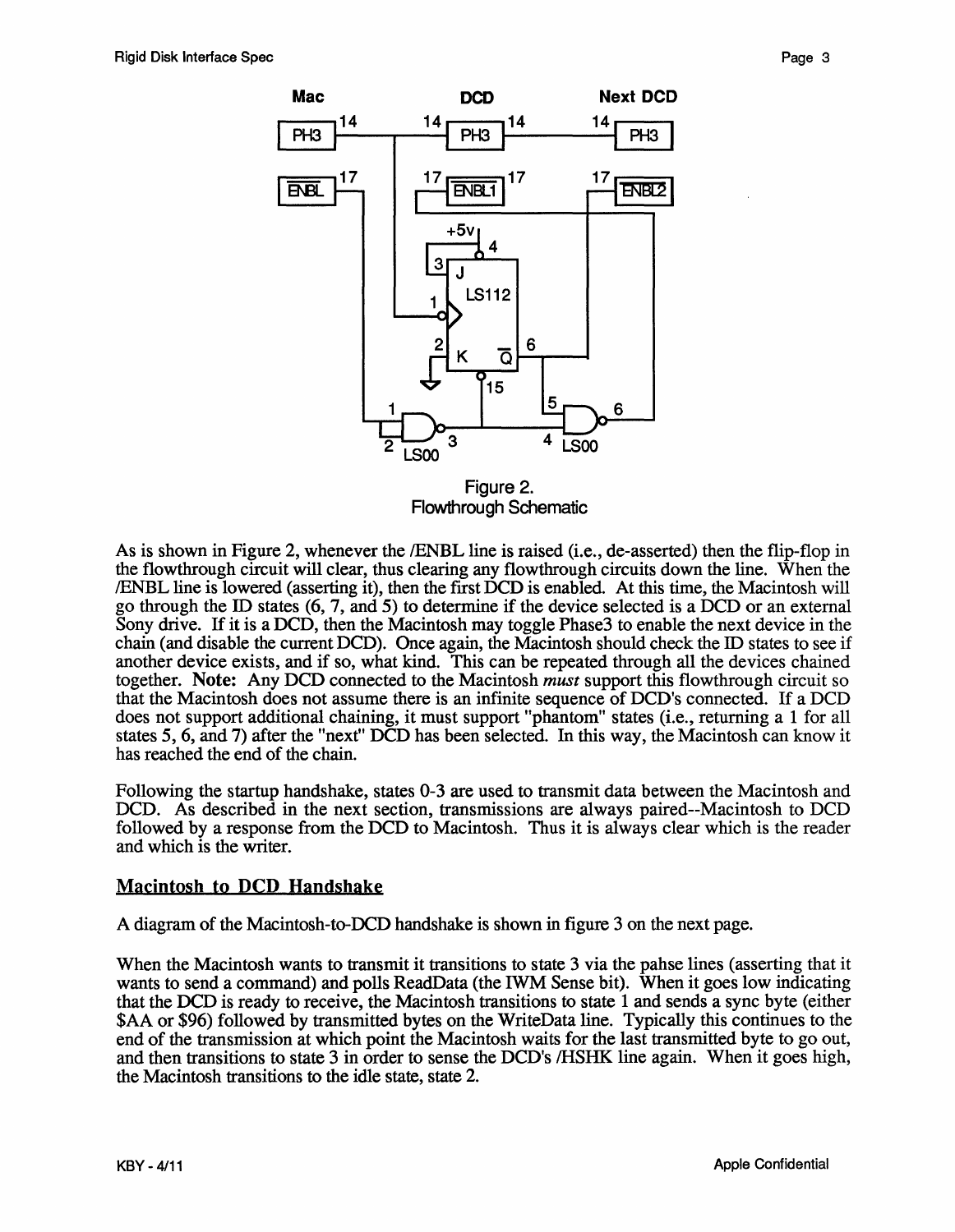Figure 2.
Flowthrough Schematic

As is shown in Figure 2, whenever the /ENBL line is raised (i.e., de-asserted) then the flip-flop in the flowthrough circuit will clear, thus clearing any flowthrough circuits down the line. When the /ENBL line is lowered (asserting it), then the first DCD is enabled. At this time, the Macintosh will go through the ID states (6, 7, and 5) to determine if the device selected is a DCD or an external Sony drive. If it is a DCD, then the Macintosh may toggle Phase3 to enable the next device in the chain (and disable the current DCD). Once again, the Macintosh should check the ID states to see if another device exists, and if so, what kind. This can be repeated through all the devices chained together. **Note:** Any DCD connected to the Macintosh *must* support this flowthrough circuit so that the Macintosh does not assume there is an infinite sequence of DCD's connected. If a DCD does not support additional chaining, it must support "phantom" states (i.e., returning a 1 for all states 5, 6, and 7) after the "next" DCD has been selected. In this way, the Macintosh can know it has reached the end of the chain.

Following the startup handshake, states 0-3 are used to transmit data between the Macintosh and DCD. As described in the next section, transmissions are always paired--Macintosh to DCD followed by a response from the DCD to Macintosh. Thus it is always clear which is the reader and which is the writer.

## Macintosh to DCD Handshake

A diagram of the Macintosh-to-DCD handshake is shown in figure 3 on the next page.

When the Macintosh wants to transmit it transitions to state 3 via the pahse lines (asserting that it wants to send a command) and polls ReadData (the IWM Sense bit). When it goes low indicating that the DCD is ready to receive, the Macintosh transitions to state 1 and sends a sync byte (either $AA or $96) followed by transmitted bytes on the WriteData line. Typically this continues to the end of the transmission at which point the Macintosh waits for the last transmitted byte to go out, and then transitions to state 3 in order to sense the DCD's /HSHK line again. When it goes high, the Macintosh transitions to the idle state, state 2.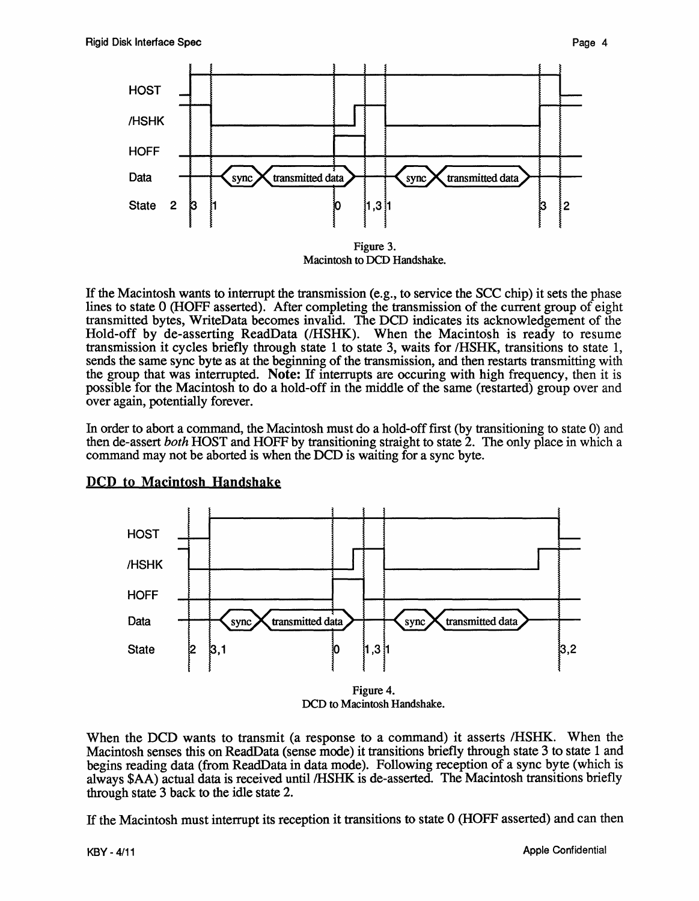Figure 3.
Macintosh to DCD Handshake.

If the Macintosh wants to interrupt the transmission (e.g., to service the SCC chip) it sets the phase lines to state 0 (HOFF asserted). After completing the transmission of the current group of eight transmitted bytes, WriteData becomes invalid. The DCD indicates its acknowledgement of the Hold-off by de-asserting ReadData (/HSHK). When the Macintosh is ready to resume transmission it cycles briefly through state 1 to state 3, waits for /HSHK, transitions to state 1, sends the same sync byte as at the beginning of the transmission, and then restarts transmitting with the group that was interrupted. **Note:** If interrupts are occuring with high frequency, then it is possible for the Macintosh to do a hold-off in the middle of the same (restarted) group over and over again, potentially forever.

In order to abort a command, the Macintosh must do a hold-off first (by transitioning to state 0) and then de-assert *both* HOST and HOFF by transitioning straight to state 2. The only place in which a command may not be aborted is when the DCD is waiting for a sync byte.

## DCD to Macintosh Handshake

Figure 4.
DCD to Macintosh Handshake.

When the DCD wants to transmit (a response to a command) it asserts /HSHK. When the Macintosh senses this on ReadData (sense mode) it transitions briefly through state 3 to state 1 and begins reading data (from ReadData in data mode). Following reception of a sync byte (which is always $AA) actual data is received until /HSHK is de-asserted. The Macintosh transitions briefly through state 3 back to the idle state 2.

If the Macintosh must interrupt its reception it transitions to state 0 (HOFF asserted) and can then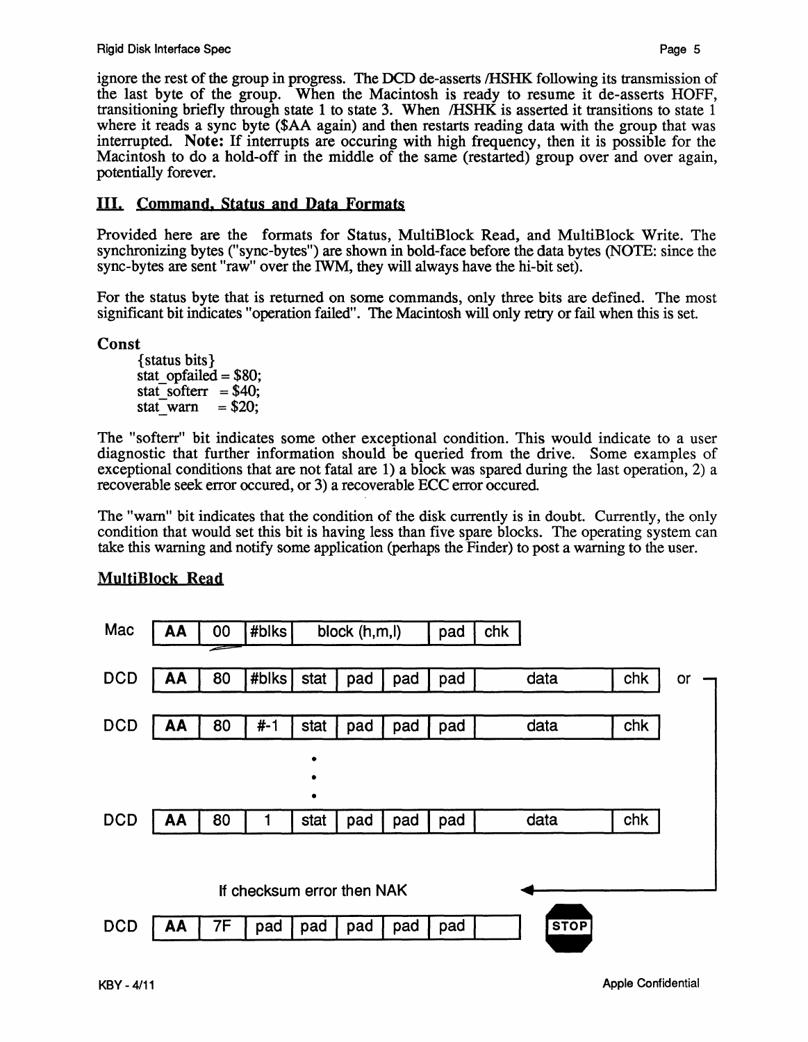ignore the rest of the group in progress. The DCD de-asserts /HSHK following its transmission of the last byte of the group. When the Macintosh is ready to resume it de-asserts HOFF, transitioning briefly through state 1 to state 3. When /HSHK is asserted it transitions to state 1 where it reads a sync byte ($AA again) and then restarts reading data with the group that was interrupted. **Note:** If interrupts are occuring with high frequency, then it is possible for the Macintosh to do a hold-off in the middle of the same (restarted) group over and over again, potentially forever.

## III. Command, Status and Data Formats

Provided here are the formats for Status, MultiBlock Read, and MultiBlock Write. The synchronizing bytes ("sync-bytes") are shown in bold-face before the data bytes (NOTE: since the sync-bytes are sent "raw" over the IWM, they will always have the hi-bit set).

For the status byte that is returned on some commands, only three bits are defined. The most significant bit indicates "operation failed". The Macintosh will only retry or fail when this is set.

**Const**

```
{status bits}
stat_opfailed = $80;
stat_softerr  = $40;
stat_warn     = $20;
```

The "softerr" bit indicates some other exceptional condition. This would indicate to a user diagnostic that further information should be queried from the drive. Some examples of exceptional conditions that are not fatal are 1) a block was spared during the last operation, 2) a recoverable seek error occured, or 3) a recoverable ECC error occured.

The "warn" bit indicates that the condition of the disk currently is in doubt. Currently, the only condition that would set this bit is having less than five spare blocks. The operating system can take this warning and notify some application (perhaps the Finder) to post a warning to the user.

### MultiBlock Read

| | | | | | | | | | | |
|---|---|---|---|---|---|---|---|---|---|---|
| Mac | **AA** | 00 | #blks | block (h,m,l) | | | pad | chk | | |
| DCD | **AA** | 80 | #blks | stat | pad | pad | pad | data | chk | or |
| DCD | **AA** | 80 | #-1 | stat | pad | pad | pad | data | chk | |
| | | | • • • | | | | | | | |
| DCD | **AA** | 80 | 1 | stat | pad | pad | pad | data | chk | |

If checksum error then NAK

| | | | | | | | | | |
|---|---|---|---|---|---|---|---|---|---|
| DCD | **AA** | 7F | pad | pad | pad | pad | pad | | STOP |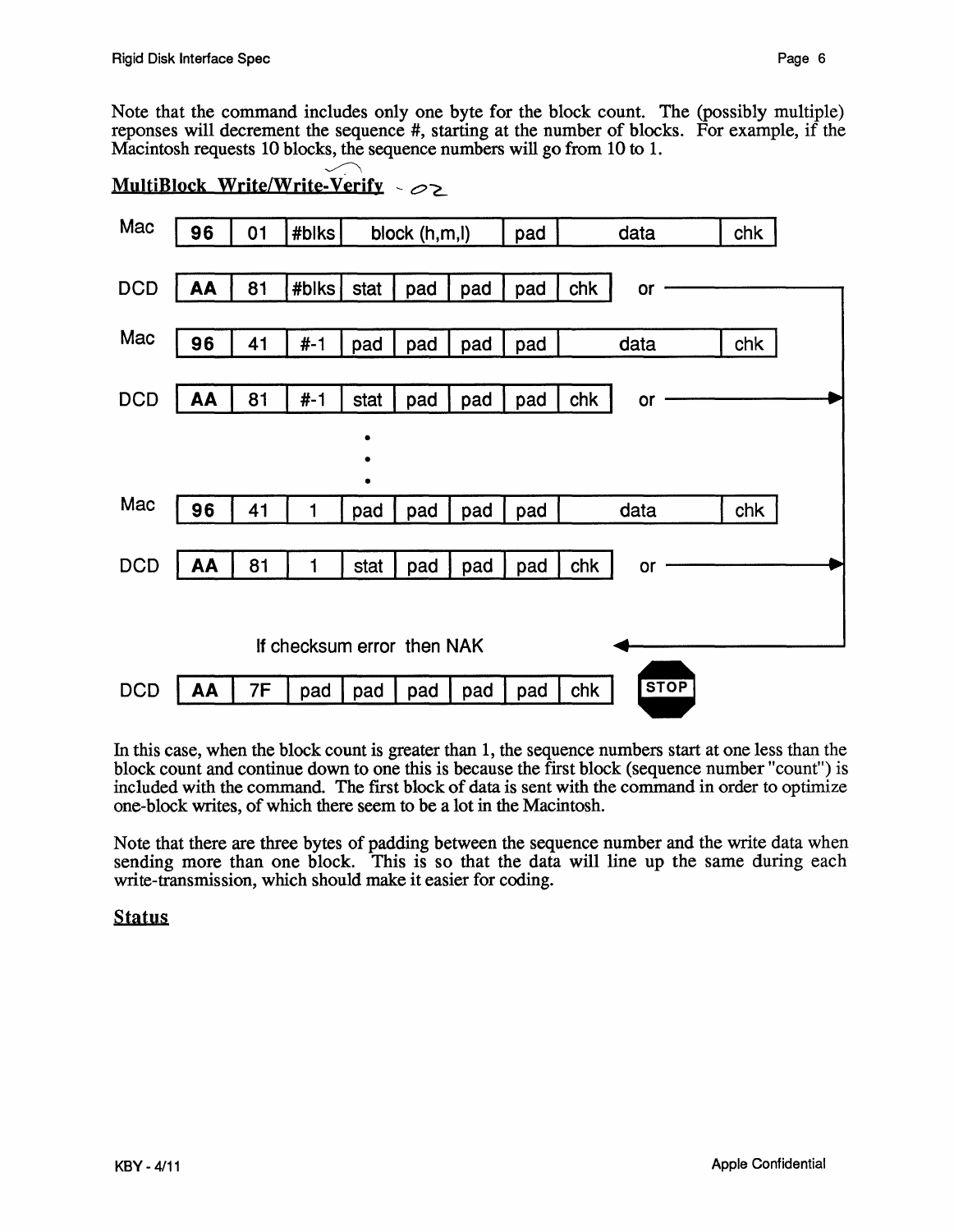Note that the command includes only one byte for the block count. The (possibly multiple) reponses will decrement the sequence #, starting at the number of blocks. For example, if the Macintosh requests 10 blocks, the sequence numbers will go from 10 to 1.

## MultiBlock Write/Write-Verify - 02

| | | | | | | | | | |
|---|---|---|---|---|---|---|---|---|---|
| Mac | 96 | 01 | #blks | block (h,m,l) | | | pad | data | chk |
| DCD | AA | 81 | #blks | stat | pad | pad | pad | chk | or → |
| Mac | 96 | 41 | #-1 | pad | pad | pad | pad | data | chk |
| DCD | AA | 81 | #-1 | stat | pad | pad | pad | chk | or → |
| | | | • • • | | | | | | |
| Mac | 96 | 41 | 1 | pad | pad | pad | pad | data | chk |
| DCD | AA | 81 | 1 | stat | pad | pad | pad | chk | or → |

If checksum error then NAK

| | | | | | | | | | |
|---|---|---|---|---|---|---|---|---|---|
| DCD | AA | 7F | pad | pad | pad | pad | pad | chk | STOP |

In this case, when the block count is greater than 1, the sequence numbers start at one less than the block count and continue down to one this is because the first block (sequence number "count") is included with the command. The first block of data is sent with the command in order to optimize one-block writes, of which there seem to be a lot in the Macintosh.

Note that there are three bytes of padding between the sequence number and the write data when sending more than one block. This is so that the data will line up the same during each write-transmission, which should make it easier for coding.

## Status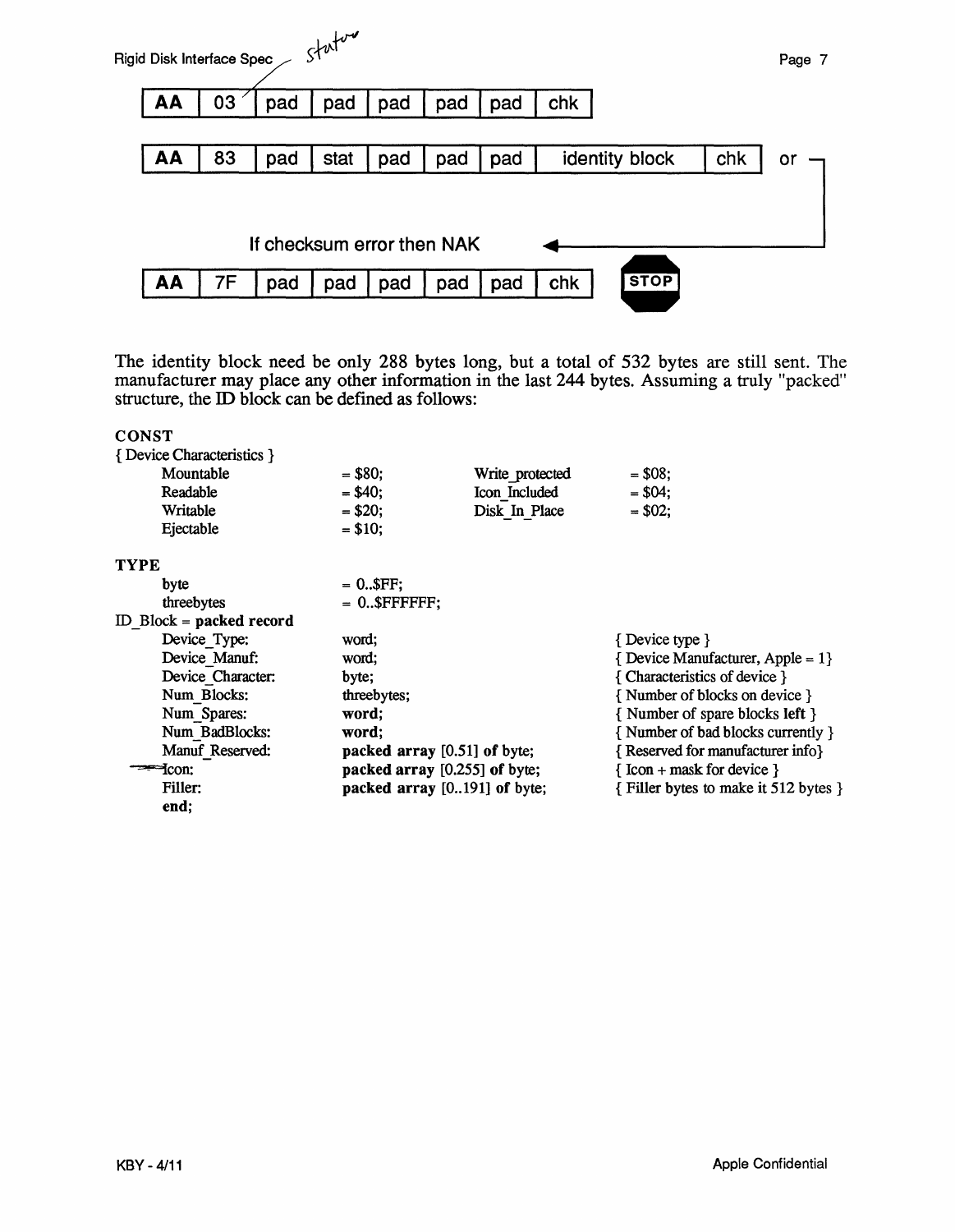| AA | 03 | pad | pad | pad | pad | pad | chk |
|---|---|---|---|---|---|---|---|

| AA | 83 | pad | stat | pad | pad | pad | identity block | chk |
|---|---|---|---|---|---|---|---|---|

or

If checksum error then NAK

| AA | 7F | pad | pad | pad | pad | pad | chk |
|---|---|---|---|---|---|---|---|

STOP

The identity block need be only 288 bytes long, but a total of 532 bytes are still sent. The manufacturer may place any other information in the last 244 bytes. Assuming a truly "packed" structure, the ID block can be defined as follows:

```
CONST
{ Device Characteristics }
    Mountable           = $80;      Write_protected    = $08;
    Readable            = $40;      Icon_Included      = $04;
    Writable            = $20;      Disk_In_Place      = $02;
    Ejectable           = $10;

TYPE
    byte                = 0..$FF;
    threebytes          = 0..$FFFFFF;
ID_Block = packed record
    Device_Type:        word;                           { Device type }
    Device_Manuf:       word;                           { Device Manufacturer, Apple = 1}
    Device_Character:   byte;                           { Characteristics of device }
    Num_Blocks:         threebytes;                     { Number of blocks on device }
    Num_Spares:         word;                           { Number of spare blocks left }
    Num_BadBlocks:      word;                           { Number of bad blocks currently }
    Manuf_Reserved:     packed array [0.51] of byte;    { Reserved for manufacturer info}
    Icon:               packed array [0.255] of byte;   { Icon + mask for device }
    Filler:             packed array [0..191] of byte;  { Filler bytes to make it 512 bytes }
    end;
```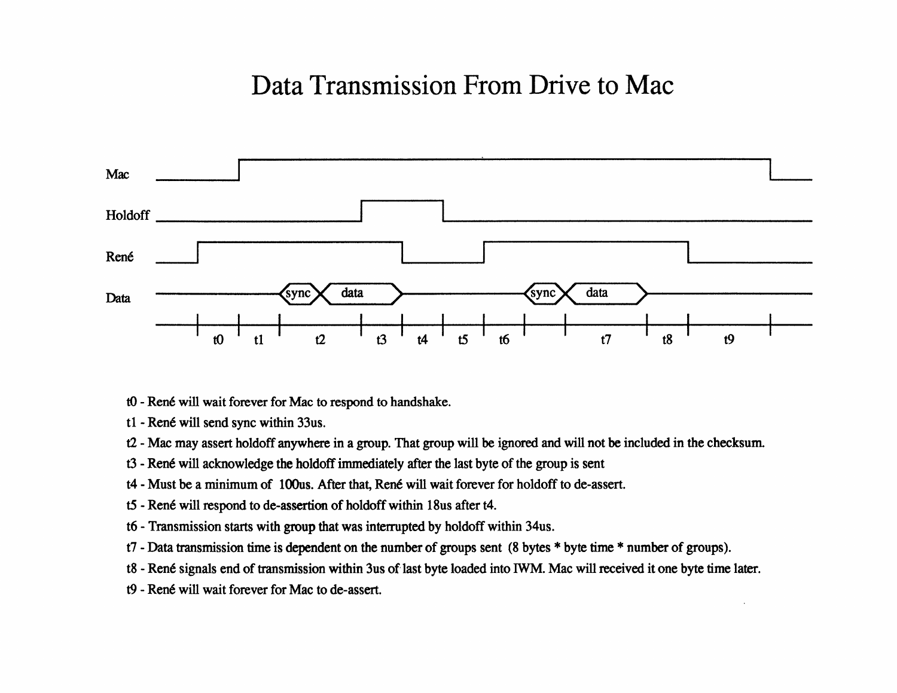# Data Transmission From Drive to Mac

Mac

Holdoff

René

Data

sync data sync data

t0 t1 t2 t3 t4 t5 t6 t7 t8 t9

t0 - René will wait forever for Mac to respond to handshake.

t1 - René will send sync within 33us.

t2 - Mac may assert holdoff anywhere in a group. That group will be ignored and will not be included in the checksum.

t3 - René will acknowledge the holdoff immediately after the last byte of the group is sent

t4 - Must be a minimum of 100us. After that, René will wait forever for holdoff to de-assert.

t5 - René will respond to de-assertion of holdoff within 18us after t4.

t6 - Transmission starts with group that was interrupted by holdoff within 34us.

t7 - Data transmission time is dependent on the number of groups sent (8 bytes * byte time * number of groups).

t8 - René signals end of transmission within 3us of last byte loaded into IWM. Mac will received it one byte time later.

t9 - René will wait forever for Mac to de-assert.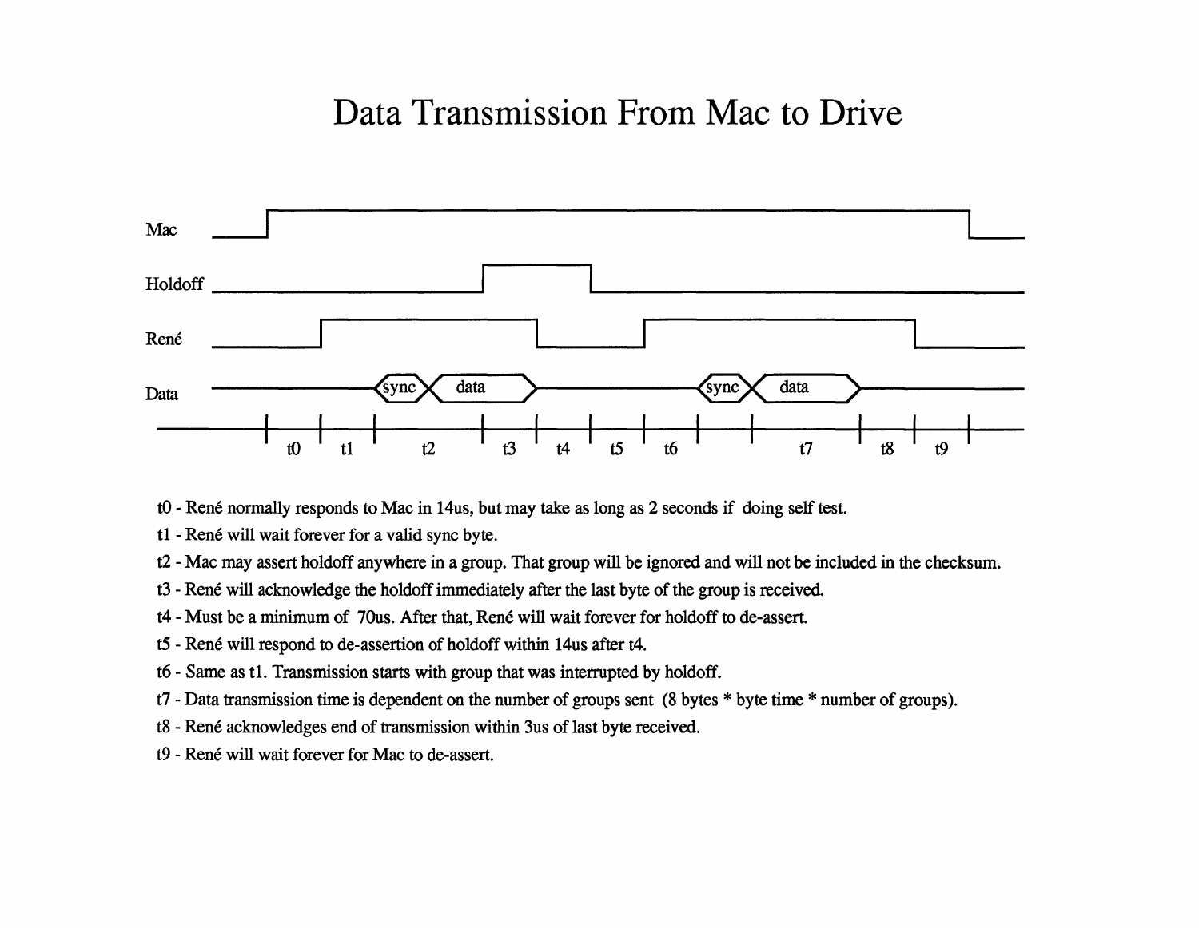# Data Transmission From Mac to Drive

t0 - René normally responds to Mac in 14us, but may take as long as 2 seconds if doing self test.

t1 - René will wait forever for a valid sync byte.

t2 - Mac may assert holdoff anywhere in a group. That group will be ignored and will not be included in the checksum.

t3 - René will acknowledge the holdoff immediately after the last byte of the group is received.

t4 - Must be a minimum of 70us. After that, René will wait forever for holdoff to de-assert.

t5 - René will respond to de-assertion of holdoff within 14us after t4.

t6 - Same as t1. Transmission starts with group that was interrupted by holdoff.

t7 - Data transmission time is dependent on the number of groups sent (8 bytes * byte time * number of groups).

t8 - René acknowledges end of transmission within 3us of last byte received.

t9 - René will wait forever for Mac to de-assert.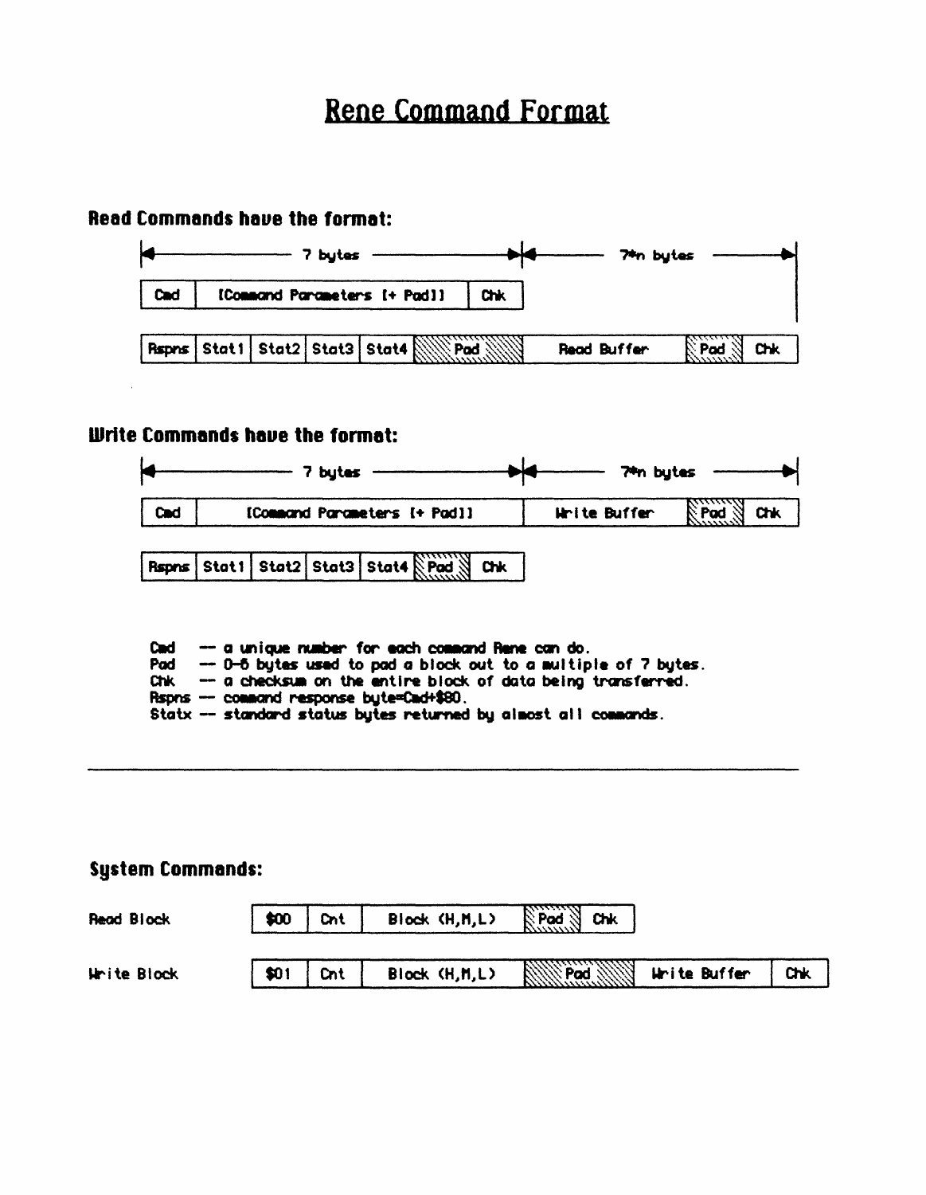# Rene Command Format

### Read Commands have the format:

|← 7 bytes →| | | |← 7*n bytes →| | |
|---|---|---|---|---|---|---|
| Cmd | [Command Parameters [+ Pad]] | Chk | | | | |

| Rspns | Stat1 | Stat2 | Stat3 | Stat4 | Pad | Read Buffer | Pad | Chk |
|---|---|---|---|---|---|---|---|---|

### Write Commands have the format:

|← 7 bytes →| |← 7*n bytes →| | |
|---|---|---|---|---|
| Cmd | [Command Parameters [+ Pad]] | Write Buffer | Pad | Chk |

| Rspns | Stat1 | Stat2 | Stat3 | Stat4 | Pad | Chk |
|---|---|---|---|---|---|---|

```
Cmd   -- a unique number for each command Rene can do.
Pad   -- 0-6 bytes used to pad a block out to a multiple of 7 bytes.
Chk   -- a checksum on the entire block of data being transferred.
Rspns -- command response byte=Cmd+$80.
Statx -- standard status bytes returned by almost all commands.
```

---

### System Commands:

**Read Block**

| $00 | Cnt | Block (H,M,L) | Pad | Chk |
|---|---|---|---|---|

**Write Block**

| $01 | Cnt | Block (H,M,L) | Pad | Write Buffer | Chk |
|---|---|---|---|---|---|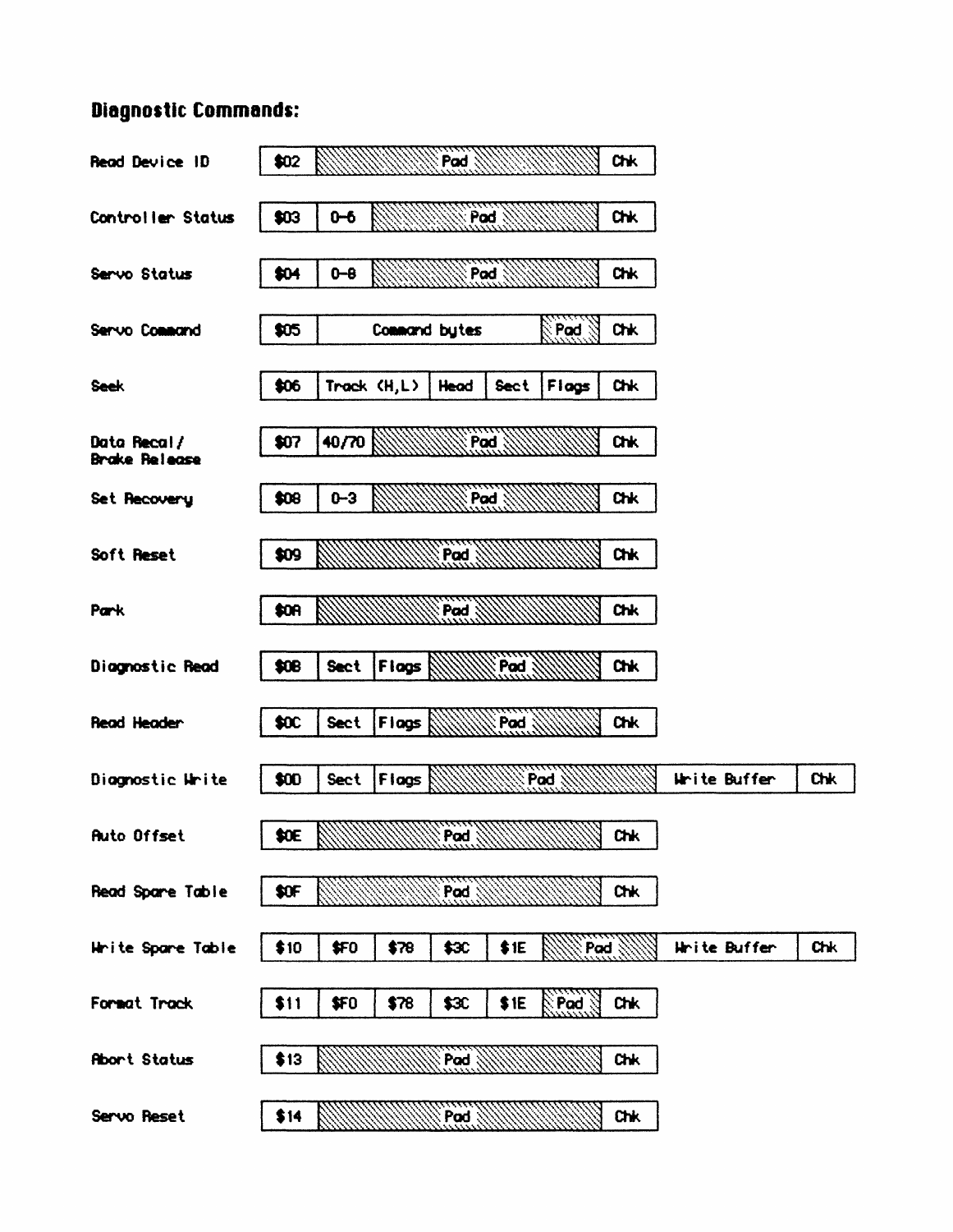**Diagnostic Commands:**

| Command | Byte 0 | Byte 1 | Byte 2 | Byte 3 | Byte 4 | Byte 5 | | |
|---|---|---|---|---|---|---|---|---|
| Read Device ID | $02 | Pad | | | | | Chk | |
| Controller Status | $03 | 0-6 | Pad | | | | Chk | |
| Servo Status | $04 | 0-8 | Pad | | | | Chk | |
| Servo Command | $05 | Command bytes | | | | Pad | Chk | |
| Seek | $06 | Track (H,L) | | Head | Sect | Flags | Chk | |
| Data Recal / Brake Release | $07 | 40/70 | Pad | | | | Chk | |
| Set Recovery | $08 | 0-3 | Pad | | | | Chk | |
| Soft Reset | $09 | Pad | | | | | Chk | |
| Park | $0A | Pad | | | | | Chk | |
| Diagnostic Read | $0B | Sect | Flags | Pad | | | Chk | |
| Read Header | $0C | Sect | Flags | Pad | | | Chk | |
| Diagnostic Write | $0D | Sect | Flags | Pad | | | Write Buffer | Chk |
| Auto Offset | $0E | Pad | | | | | Chk | |
| Read Spare Table | $0F | Pad | | | | | Chk | |
| Write Spare Table | $10 | $F0 | $78 | $3C | $1E | Pad | Write Buffer | Chk |
| Format Track | $11 | $F0 | $78 | $3C | $1E | Pad | Chk | |
| Abort Status | $13 | Pad | | | | | Chk | |
| Servo Reset | $14 | Pad | | | | | Chk | |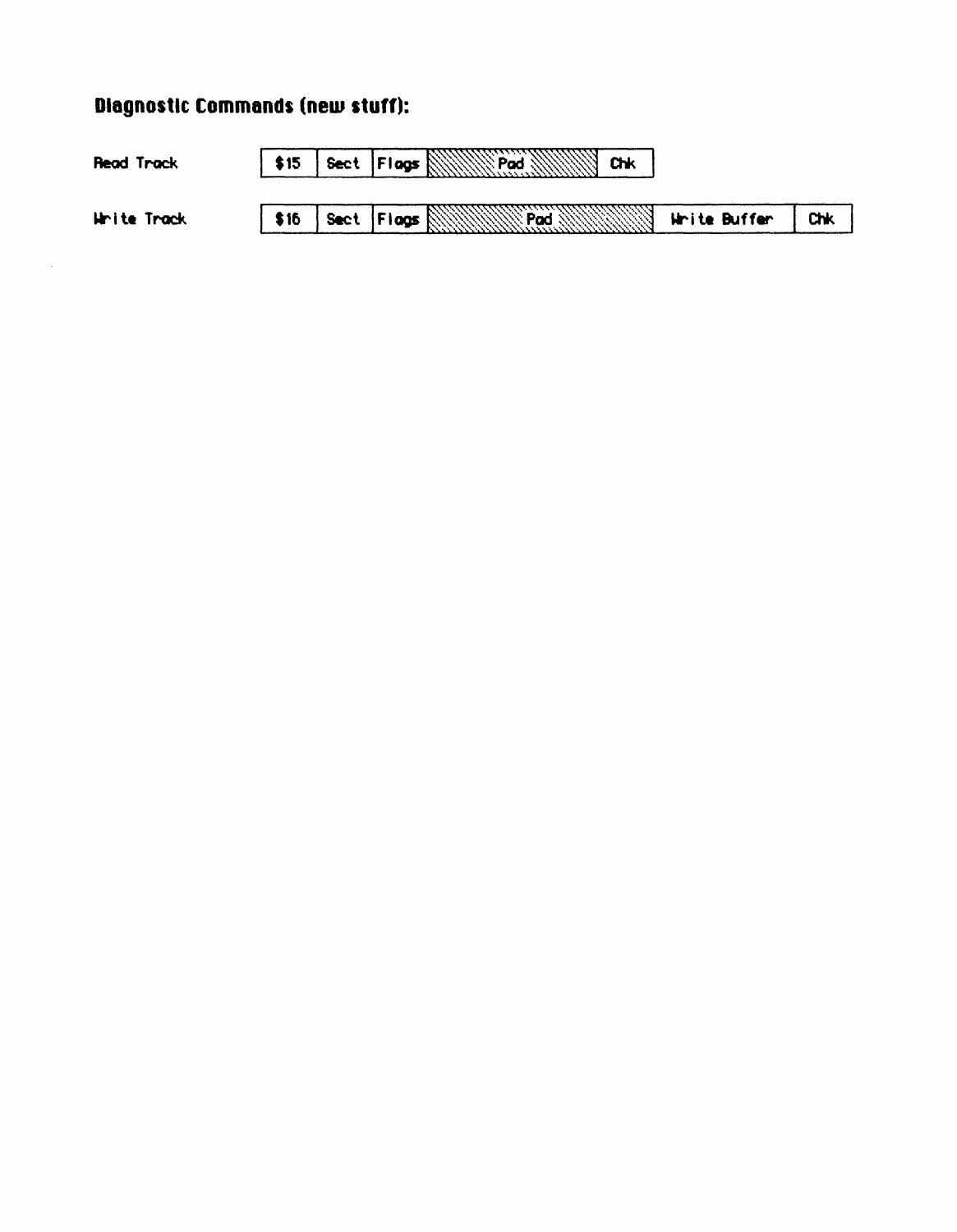## Diagnostic Commands (new stuff):

| | | | | | | |
|---|---|---|---|---|---|---|
| Read Track | $15 | Sect | Flags | Pad | Chk | |
| Write Track | $16 | Sect | Flags | Pad | Write Buffer | Chk |